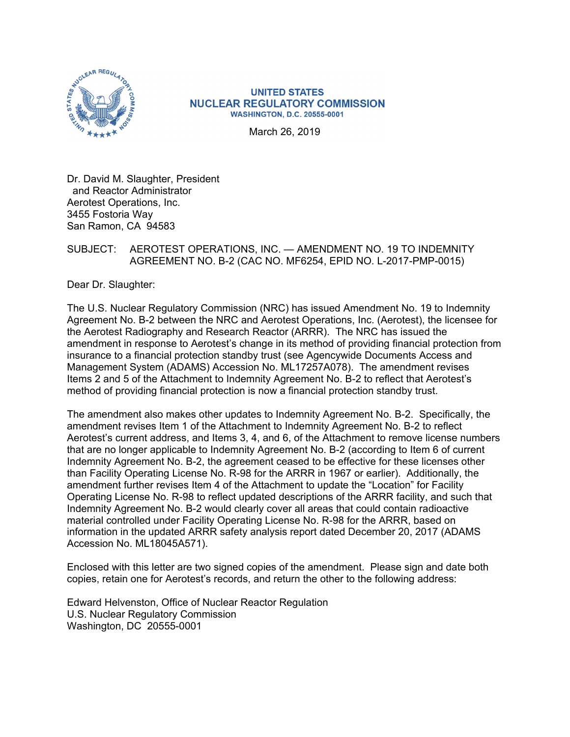**UNITED STATES**
**NUCLEAR REGULATORY COMMISSION**
**WASHINGTON, D.C. 20555-0001**

March 26, 2019

Dr. David M. Slaughter, President
and Reactor Administrator
Aerotest Operations, Inc.
3455 Fostoria Way
San Ramon, CA 94583

SUBJECT: AEROTEST OPERATIONS, INC. — AMENDMENT NO. 19 TO INDEMNITY AGREEMENT NO. B-2 (CAC NO. MF6254, EPID NO. L-2017-PMP-0015)

Dear Dr. Slaughter:

The U.S. Nuclear Regulatory Commission (NRC) has issued Amendment No. 19 to Indemnity Agreement No. B-2 between the NRC and Aerotest Operations, Inc. (Aerotest), the licensee for the Aerotest Radiography and Research Reactor (ARRR). The NRC has issued the amendment in response to Aerotest's change in its method of providing financial protection from insurance to a financial protection standby trust (see Agencywide Documents Access and Management System (ADAMS) Accession No. ML17257A078). The amendment revises Items 2 and 5 of the Attachment to Indemnity Agreement No. B-2 to reflect that Aerotest's method of providing financial protection is now a financial protection standby trust.

The amendment also makes other updates to Indemnity Agreement No. B-2. Specifically, the amendment revises Item 1 of the Attachment to Indemnity Agreement No. B-2 to reflect Aerotest's current address, and Items 3, 4, and 6, of the Attachment to remove license numbers that are no longer applicable to Indemnity Agreement No. B-2 (according to Item 6 of current Indemnity Agreement No. B-2, the agreement ceased to be effective for these licenses other than Facility Operating License No. R-98 for the ARRR in 1967 or earlier). Additionally, the amendment further revises Item 4 of the Attachment to update the "Location" for Facility Operating License No. R-98 to reflect updated descriptions of the ARRR facility, and such that Indemnity Agreement No. B-2 would clearly cover all areas that could contain radioactive material controlled under Facility Operating License No. R-98 for the ARRR, based on information in the updated ARRR safety analysis report dated December 20, 2017 (ADAMS Accession No. ML18045A571).

Enclosed with this letter are two signed copies of the amendment. Please sign and date both copies, retain one for Aerotest's records, and return the other to the following address:

Edward Helvenston, Office of Nuclear Reactor Regulation
U.S. Nuclear Regulatory Commission
Washington, DC 20555-0001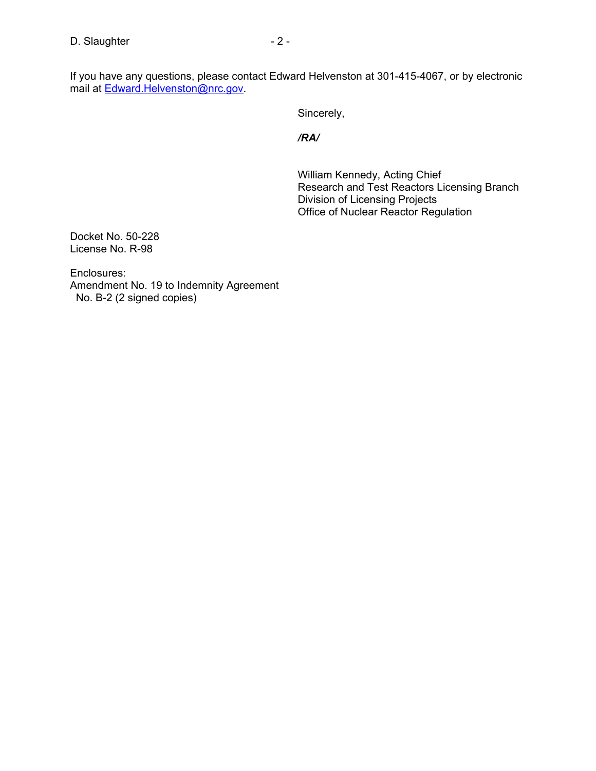If you have any questions, please contact Edward Helvenston at 301-415-4067, or by electronic mail at Edward.Helvenston@nrc.gov.

Sincerely,

***/RA/***

William Kennedy, Acting Chief
Research and Test Reactors Licensing Branch
Division of Licensing Projects
Office of Nuclear Reactor Regulation

Docket No. 50-228
License No. R-98

Enclosures:
Amendment No. 19 to Indemnity Agreement
No. B-2 (2 signed copies)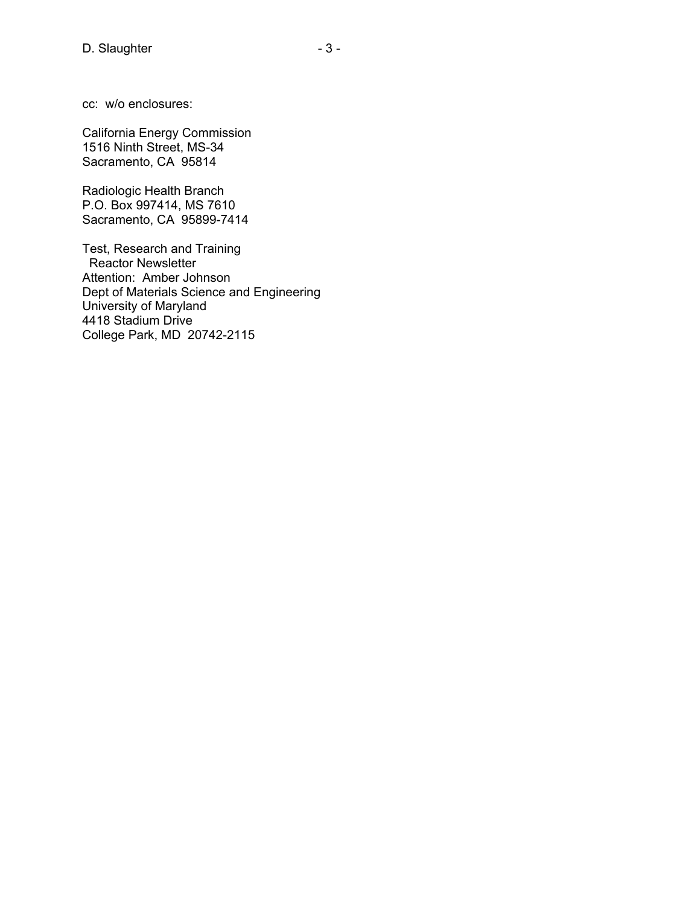cc: w/o enclosures:

California Energy Commission
1516 Ninth Street, MS-34
Sacramento, CA 95814

Radiologic Health Branch
P.O. Box 997414, MS 7610
Sacramento, CA 95899-7414

Test, Research and Training
Reactor Newsletter
Attention: Amber Johnson
Dept of Materials Science and Engineering
University of Maryland
4418 Stadium Drive
College Park, MD 20742-2115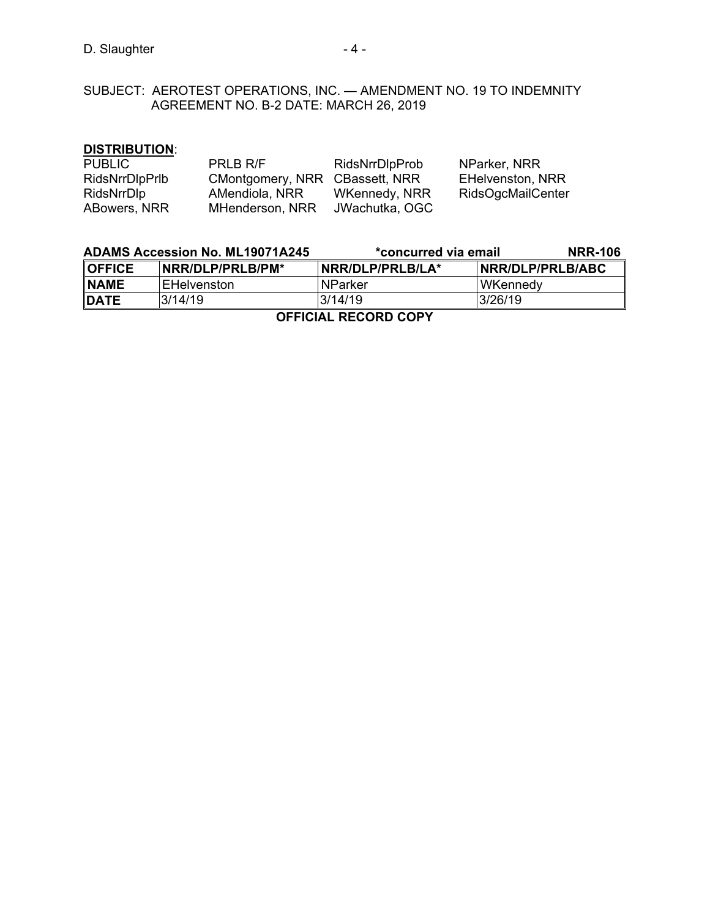SUBJECT: AEROTEST OPERATIONS, INC. — AMENDMENT NO. 19 TO INDEMNITY AGREEMENT NO. B-2 DATE: MARCH 26, 2019

**DISTRIBUTION**:

| | | | |
|---|---|---|---|
| PUBLIC | PRLB R/F | RidsNrrDlpProb | NParker, NRR |
| RidsNrrDlpPrlb | CMontgomery, NRR | CBassett, NRR | EHelvenston, NRR |
| RidsNrrDlp | AMendiola, NRR | WKennedy, NRR | RidsOgcMailCenter |
| ABowers, NRR | MHenderson, NRR | JWachutka, OGC | |

**ADAMS Accession No. ML19071A245** **\*concurred via email** **NRR-106**

| **OFFICE** | **NRR/DLP/PRLB/PM*** | **NRR/DLP/PRLB/LA*** | **NRR/DLP/PRLB/ABC** |
|---|---|---|---|
| **NAME** | EHelvenston | NParker | WKennedy |
| **DATE** | 3/14/19 | 3/14/19 | 3/26/19 |

**OFFICIAL RECORD COPY**